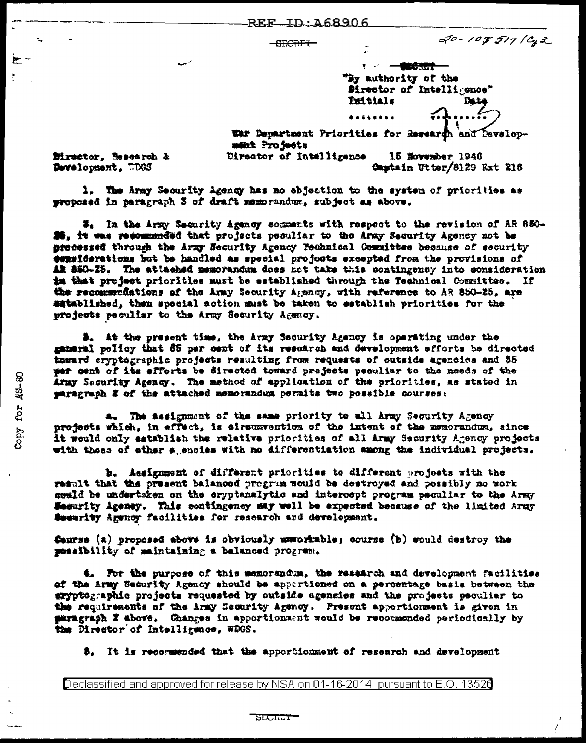REF ID:A68906

SECRET

20-107 517 / Cy 2

SECRET

"By authority of the Director of Intelligence"
Initials        Date

War Department Priorities for Research and Development Projects

Director, Research & Development, WDGS

Director of Intelligence        15 November 1946
Captain Utter/8129 Ext 216

1. The Army Security Agency has no objection to the system of priorities as proposed in paragraph 3 of draft memorandum, subject as above.

2. In the Army Security Agency comments with respect to the revision of AR 850-25, it was recommended that projects peculiar to the Army Security Agency not be processed through the Army Security Agency Technical Committee because of security considerations but be handled as special projects excepted from the provisions of AR 850-25. The attached memorandum does not take this contingency into consideration in that project priorities must be established through the Technical Committee. If the recommendations of the Army Security Agency, with reference to AR 850-25, are established, then special action must be taken to establish priorities for the projects peculiar to the Army Security Agency.

3. At the present time, the Army Security Agency is operating under the general policy that 65 per cent of its research and development efforts be directed toward cryptographic projects resulting from requests of outside agencies and 35 per cent of its efforts be directed toward projects peculiar to the needs of the Army Security Agency. The method of application of the priorities, as stated in paragraph 2 of the attached memorandum permits two possible courses:

a. The assignment of the same priority to all Army Security Agency projects which, in effect, is circumvention of the intent of the memorandum, since it would only establish the relative priorities of all Army Security Agency projects with those of other agencies with no differentiation among the individual projects.

b. Assignment of different priorities to different projects with the result that the present balanced program would be destroyed and possibly no work could be undertaken on the cryptanalytic and intercept program peculiar to the Army Security Agency. This contingency may well be expected because of the limited Army Security Agency facilities for research and development.

Course (a) proposed above is obviously unworkable; course (b) would destroy the possibility of maintaining a balanced program.

4. For the purpose of this memorandum, the research and development facilities of the Army Security Agency should be apportioned on a percentage basis between the cryptographic projects requested by outside agencies and the projects peculiar to the requirements of the Army Security Agency. Present apportionment is given in paragraph 3 above. Changes in apportionment would be recommended periodically by the Director of Intelligence, WDGS.

5. It is recommended that the apportionment of research and development

Copy for AS-80

Declassified and approved for release by NSA on 01-16-2014 pursuant to E.O. 13526

SECRET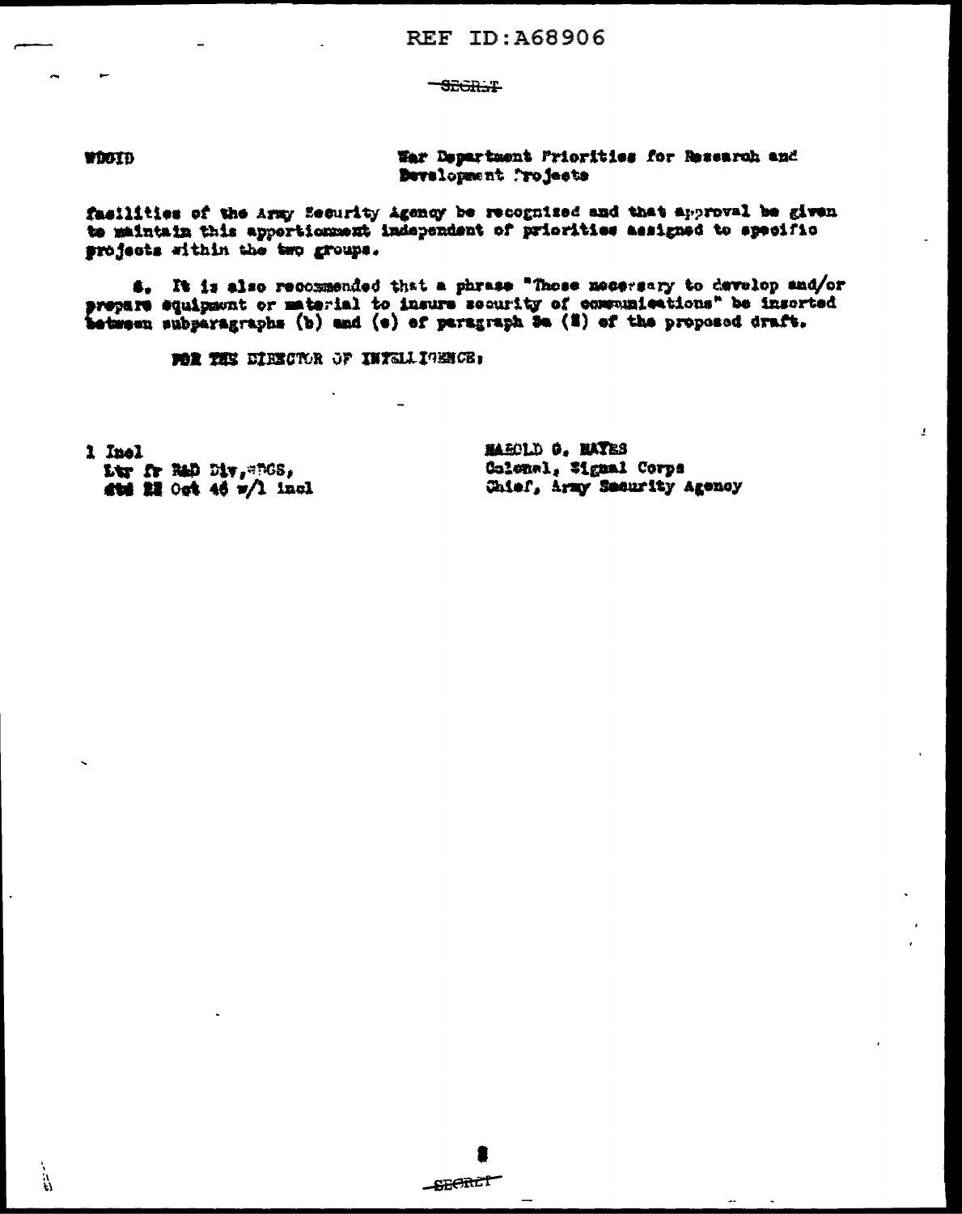SECRET

WDGID

War Department Priorities for Research and Development Projects

facilities of the Army Security Agency be recognized and that approval be given to maintain this apportionment independent of priorities assigned to specific projects within the two groups.

6. It is also recommended that a phrase "Those necessary to develop and/or prepare equipment or material to insure security of communications" be inserted between subparagraphs (b) and (c) of paragraph 3a (2) of the proposed draft.

FOR THE DIRECTOR OF INTELLIGENCE:

1 Incl
Ltr fr R&D Div, WDGS,
dtd 22 Oct 46 w/1 incl

HAROLD G. HAYES
Colonel, Signal Corps
Chief, Army Security Agency

SECRET